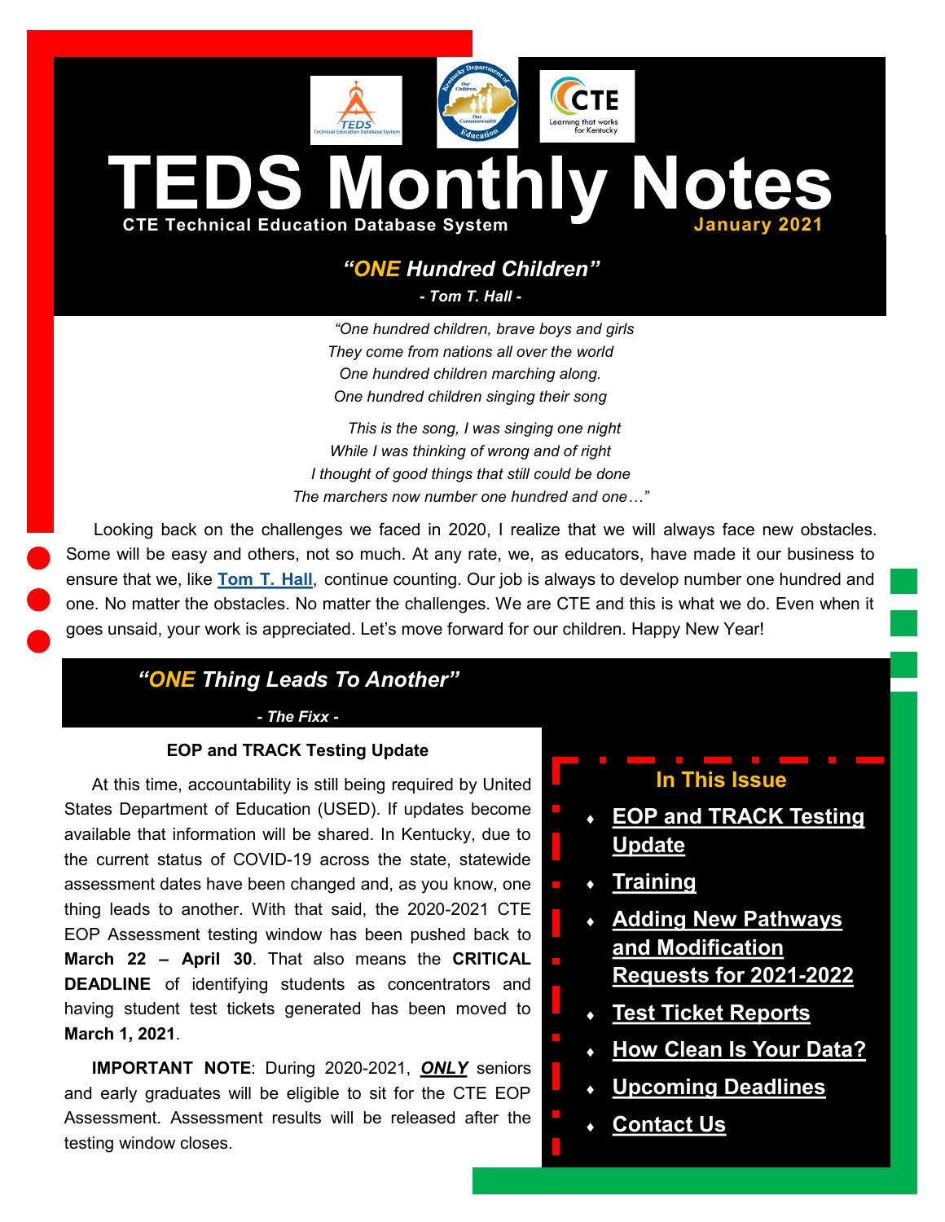# TEDS Monthly Notes

**CTE Technical Education Database System** — **January 2021**

## *"ONE Hundred Children"*

*- Tom T. Hall -*

*"One hundred children, brave boys and girls*
*They come from nations all over the world*
*One hundred children marching along.*
*One hundred children singing their song*

*This is the song, I was singing one night*
*While I was thinking of wrong and of right*
*I thought of good things that still could be done*
*The marchers now number one hundred and one…"*

Looking back on the challenges we faced in 2020, I realize that we will always face new obstacles. Some will be easy and others, not so much. At any rate, we, as educators, have made it our business to ensure that we, like **Tom T. Hall**, continue counting. Our job is always to develop number one hundred and one. No matter the obstacles. No matter the challenges. We are CTE and this is what we do. Even when it goes unsaid, your work is appreciated. Let's move forward for our children. Happy New Year!

## *"ONE Thing Leads To Another"*

*- The Fixx -*

### EOP and TRACK Testing Update

At this time, accountability is still being required by United States Department of Education (USED). If updates become available that information will be shared. In Kentucky, due to the current status of COVID-19 across the state, statewide assessment dates have been changed and, as you know, one thing leads to another. With that said, the 2020-2021 CTE EOP Assessment testing window has been pushed back to **March 22 – April 30**. That also means the **CRITICAL DEADLINE** of identifying students as concentrators and having student test tickets generated has been moved to **March 1, 2021**.

**IMPORTANT NOTE**: During 2020-2021, ***ONLY*** seniors and early graduates will be eligible to sit for the CTE EOP Assessment. Assessment results will be released after the testing window closes.

### In This Issue

- EOP and TRACK Testing Update
- Training
- Adding New Pathways and Modification Requests for 2021-2022
- Test Ticket Reports
- How Clean Is Your Data?
- Upcoming Deadlines
- Contact Us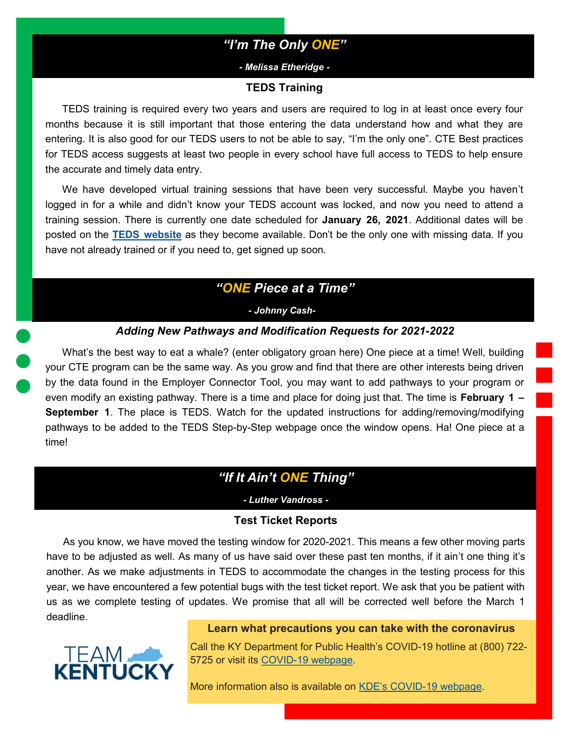## *"I'm The Only ONE"*

***- Melissa Etheridge -***

### TEDS Training

TEDS training is required every two years and users are required to log in at least once every four months because it is still important that those entering the data understand how and what they are entering. It is also good for our TEDS users to not be able to say, "I'm the only one". CTE Best practices for TEDS access suggests at least two people in every school have full access to TEDS to help ensure the accurate and timely data entry.

We have developed virtual training sessions that have been very successful. Maybe you haven't logged in for a while and didn't know your TEDS account was locked, and now you need to attend a training session. There is currently one date scheduled for **January 26, 2021**. Additional dates will be posted on the **TEDS website** as they become available. Don't be the only one with missing data. If you have not already trained or if you need to, get signed up soon.

## *"ONE Piece at a Time"*

***- Johnny Cash-***

### *Adding New Pathways and Modification Requests for 2021-2022*

What's the best way to eat a whale? (enter obligatory groan here) One piece at a time! Well, building your CTE program can be the same way. As you grow and find that there are other interests being driven by the data found in the Employer Connector Tool, you may want to add pathways to your program or even modify an existing pathway. There is a time and place for doing just that. The time is **February 1 – September 1**. The place is TEDS. Watch for the updated instructions for adding/removing/modifying pathways to be added to the TEDS Step-by-Step webpage once the window opens. Ha! One piece at a time!

## *"If It Ain't ONE Thing"*

***- Luther Vandross -***

### Test Ticket Reports

As you know, we have moved the testing window for 2020-2021. This means a few other moving parts have to be adjusted as well. As many of us have said over these past ten months, if it ain't one thing it's another. As we make adjustments in TEDS to accommodate the changes in the testing process for this year, we have encountered a few potential bugs with the test ticket report. We ask that you be patient with us as we complete testing of updates. We promise that all will be corrected well before the March 1 deadline.

TEAM KENTUCKY

**Learn what precautions you can take with the coronavirus**

Call the KY Department for Public Health's COVID-19 hotline at (800) 722-5725 or visit its COVID-19 webpage.

More information also is available on KDE's COVID-19 webpage.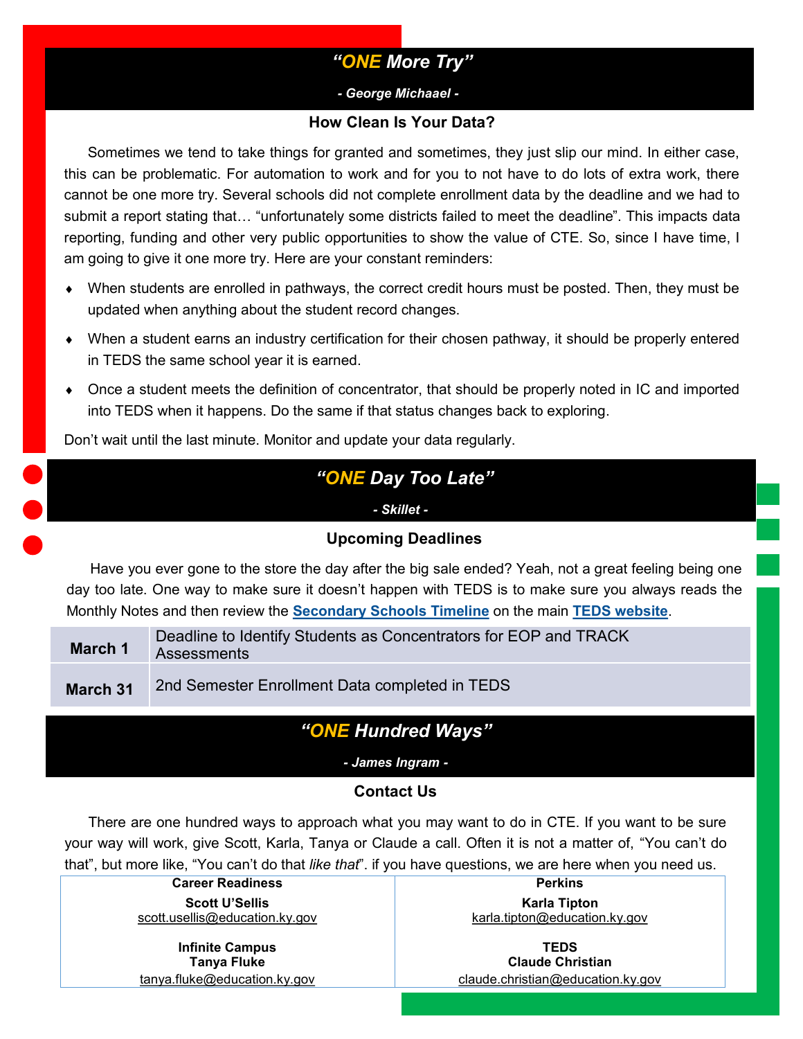## *"ONE More Try"*

***- George Michaael -***

### How Clean Is Your Data?

Sometimes we tend to take things for granted and sometimes, they just slip our mind. In either case, this can be problematic. For automation to work and for you to not have to do lots of extra work, there cannot be one more try. Several schools did not complete enrollment data by the deadline and we had to submit a report stating that… "unfortunately some districts failed to meet the deadline". This impacts data reporting, funding and other very public opportunities to show the value of CTE. So, since I have time, I am going to give it one more try. Here are your constant reminders:

- When students are enrolled in pathways, the correct credit hours must be posted. Then, they must be updated when anything about the student record changes.
- When a student earns an industry certification for their chosen pathway, it should be properly entered in TEDS the same school year it is earned.
- Once a student meets the definition of concentrator, that should be properly noted in IC and imported into TEDS when it happens. Do the same if that status changes back to exploring.

Don't wait until the last minute. Monitor and update your data regularly.

## *"ONE Day Too Late"*

***- Skillet -***

### Upcoming Deadlines

Have you ever gone to the store the day after the big sale ended? Yeah, not a great feeling being one day too late. One way to make sure it doesn't happen with TEDS is to make sure you always reads the Monthly Notes and then review the **Secondary Schools Timeline** on the main **TEDS website**.

| | |
|---|---|
| **March 1** | Deadline to Identify Students as Concentrators for EOP and TRACK Assessments |
| **March 31** | 2nd Semester Enrollment Data completed in TEDS |

## *"ONE Hundred Ways"*

***- James Ingram -***

### Contact Us

There are one hundred ways to approach what you may want to do in CTE. If you want to be sure your way will work, give Scott, Karla, Tanya or Claude a call. Often it is not a matter of, "You can't do that", but more like, "You can't do that *like that*". if you have questions, we are here when you need us.

| Career Readiness | Perkins |
|---|---|
| **Scott U'Sellis**<br>scott.usellis@education.ky.gov | **Karla Tipton**<br>karla.tipton@education.ky.gov |
| **Infinite Campus**<br>**Tanya Fluke**<br>tanya.fluke@education.ky.gov | **TEDS**<br>**Claude Christian**<br>claude.christian@education.ky.gov |